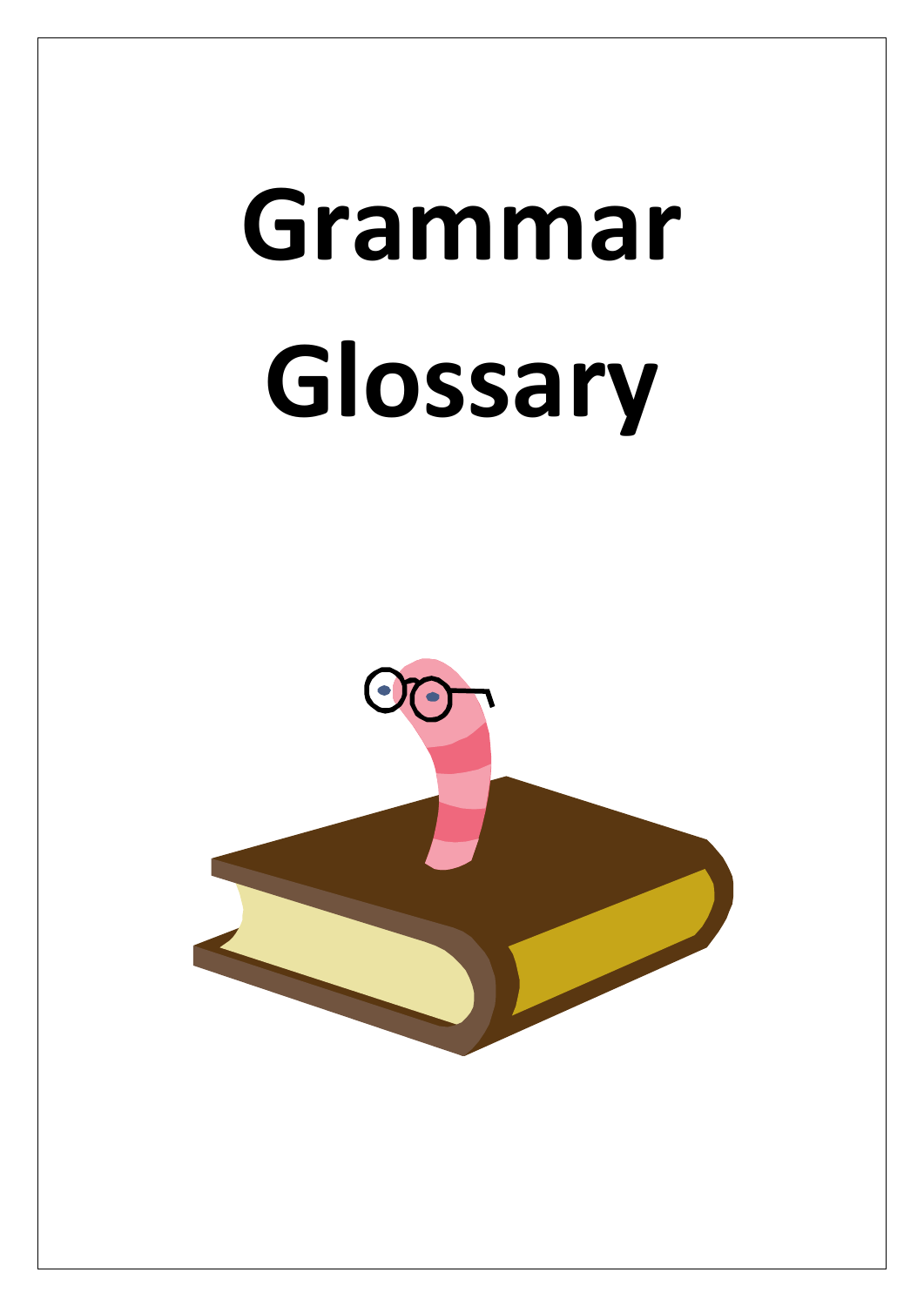# Grammar Glossary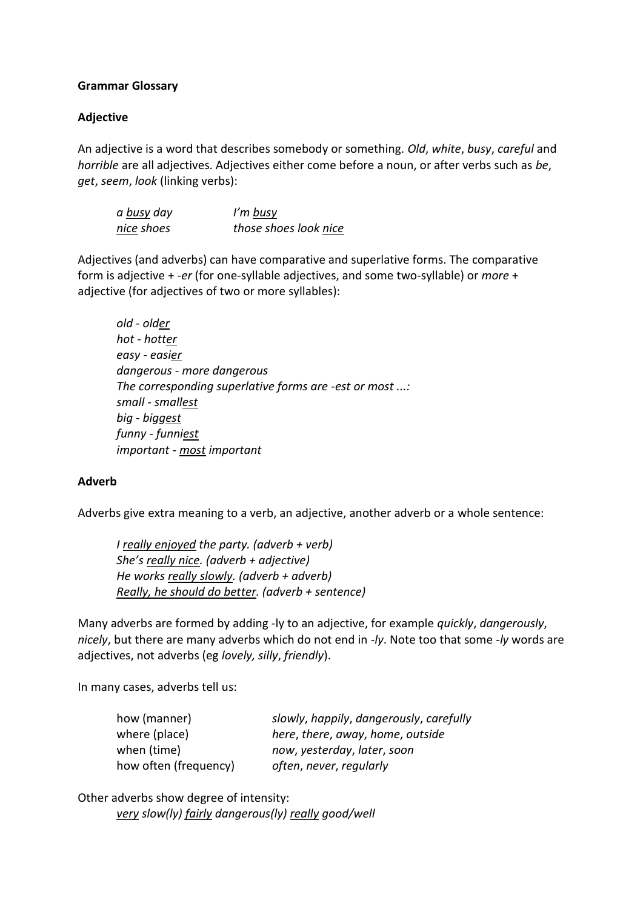**Grammar Glossary**

**Adjective**

An adjective is a word that describes somebody or something. *Old*, *white*, *busy*, *careful* and *horrible* are all adjectives. Adjectives either come before a noun, or after verbs such as *be*, *get*, *seem*, *look* (linking verbs):

| | |
|---|---|
| *a busy day* | *I'm busy* |
| *nice shoes* | *those shoes look nice* |

Adjectives (and adverbs) can have comparative and superlative forms. The comparative form is adjective + *-er* (for one-syllable adjectives, and some two-syllable) or *more* + adjective (for adjectives of two or more syllables):

*old - older*
*hot - hotter*
*easy - easier*
*dangerous - more dangerous*
*The corresponding superlative forms are -est or most ...:*
*small - smallest*
*big - biggest*
*funny - funniest*
*important - most important*

**Adverb**

Adverbs give extra meaning to a verb, an adjective, another adverb or a whole sentence:

*I really enjoyed the party. (adverb + verb)*
*She's really nice. (adverb + adjective)*
*He works really slowly. (adverb + adverb)*
*Really, he should do better. (adverb + sentence)*

Many adverbs are formed by adding -ly to an adjective, for example *quickly*, *dangerously*, *nicely*, but there are many adverbs which do not end in *-ly*. Note too that some *-ly* words are adjectives, not adverbs (eg *lovely, silly*, *friendly*).

In many cases, adverbs tell us:

| | |
|---|---|
| how (manner) | *slowly*, *happily*, *dangerously*, *carefully* |
| where (place) | *here*, *there*, *away*, *home*, *outside* |
| when (time) | *now*, *yesterday*, *later*, *soon* |
| how often (frequency) | *often*, *never*, *regularly* |

Other adverbs show degree of intensity:
*very slow(ly) fairly dangerous(ly) really good/well*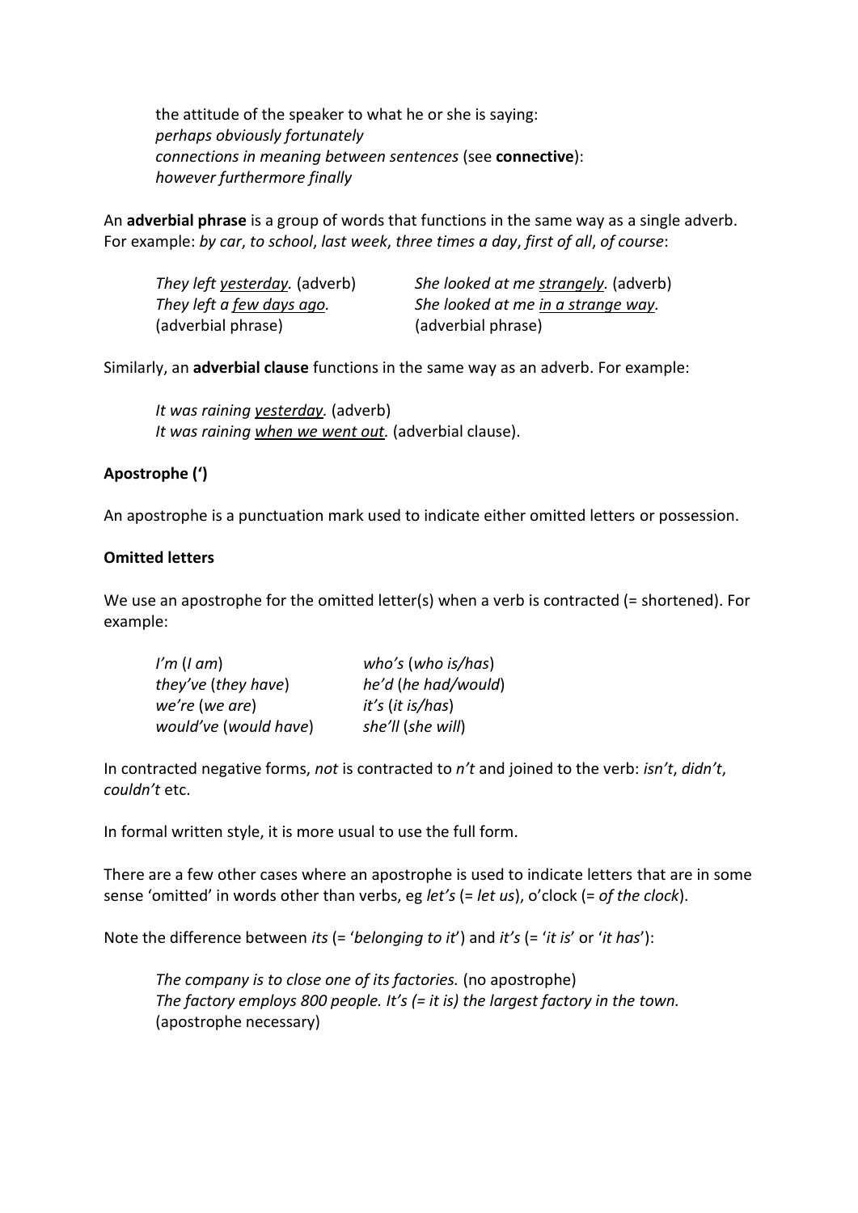the attitude of the speaker to what he or she is saying:
*perhaps obviously fortunately*
*connections in meaning between sentences* (see **connective**):
*however furthermore finally*

An **adverbial phrase** is a group of words that functions in the same way as a single adverb. For example: *by car*, *to school*, *last week*, *three times a day*, *first of all*, *of course*:

| | |
|---|---|
| *They left <u>yesterday</u>.* (adverb) | *She looked at me <u>strangely</u>.* (adverb) |
| *They left a <u>few days ago</u>.* (adverbial phrase) | *She looked at me <u>in a strange way</u>.* (adverbial phrase) |

Similarly, an **adverbial clause** functions in the same way as an adverb. For example:

*It was raining <u>yesterday</u>.* (adverb)
*It was raining <u>when we went out</u>.* (adverbial clause).

**Apostrophe (')**

An apostrophe is a punctuation mark used to indicate either omitted letters or possession.

**Omitted letters**

We use an apostrophe for the omitted letter(s) when a verb is contracted (= shortened). For example:

| | |
|---|---|
| *I'm* (*I am*) | *who's* (*who is/has*) |
| *they've* (*they have*) | *he'd* (*he had/would*) |
| *we're* (*we are*) | *it's* (*it is/has*) |
| *would've* (*would have*) | *she'll* (*she will*) |

In contracted negative forms, *not* is contracted to *n't* and joined to the verb: *isn't*, *didn't*, *couldn't* etc.

In formal written style, it is more usual to use the full form.

There are a few other cases where an apostrophe is used to indicate letters that are in some sense 'omitted' in words other than verbs, eg *let's* (= *let us*), o'clock (= *of the clock*).

Note the difference between *its* (= '*belonging to it*') and *it's* (= '*it is*' or '*it has*'):

*The company is to close one of its factories.* (no apostrophe)
*The factory employs 800 people. It's (= it is) the largest factory in the town.* (apostrophe necessary)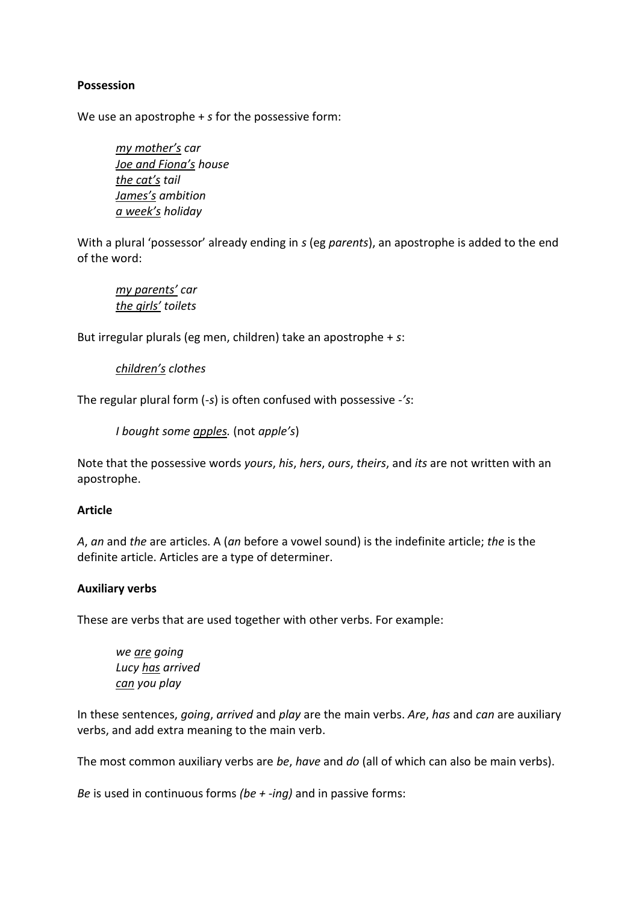**Possession**

We use an apostrophe + *s* for the possessive form:

> <u>*my mother's*</u> *car*
> <u>*Joe and Fiona's*</u> *house*
> <u>*the cat's*</u> *tail*
> <u>*James's*</u> *ambition*
> <u>*a week's*</u> *holiday*

With a plural 'possessor' already ending in *s* (eg *parents*), an apostrophe is added to the end of the word:

> <u>*my parents'*</u> *car*
> <u>*the girls'*</u> *toilets*

But irregular plurals (eg men, children) take an apostrophe + *s*:

> <u>*children's*</u> *clothes*

The regular plural form (-*s*) is often confused with possessive -*'s*:

> *I bought some* <u>*apples.*</u> (not *apple's*)

Note that the possessive words *yours*, *his*, *hers*, *ours*, *theirs*, and *its* are not written with an apostrophe.

**Article**

*A*, *an* and *the* are articles. A (*an* before a vowel sound) is the indefinite article; *the* is the definite article. Articles are a type of determiner.

**Auxiliary verbs**

These are verbs that are used together with other verbs. For example:

> *we* <u>*are*</u> *going*
> *Lucy* <u>*has*</u> *arrived*
> <u>*can*</u> *you play*

In these sentences, *going*, *arrived* and *play* are the main verbs. *Are*, *has* and *can* are auxiliary verbs, and add extra meaning to the main verb.

The most common auxiliary verbs are *be*, *have* and *do* (all of which can also be main verbs).

*Be* is used in continuous forms *(be + -ing)* and in passive forms: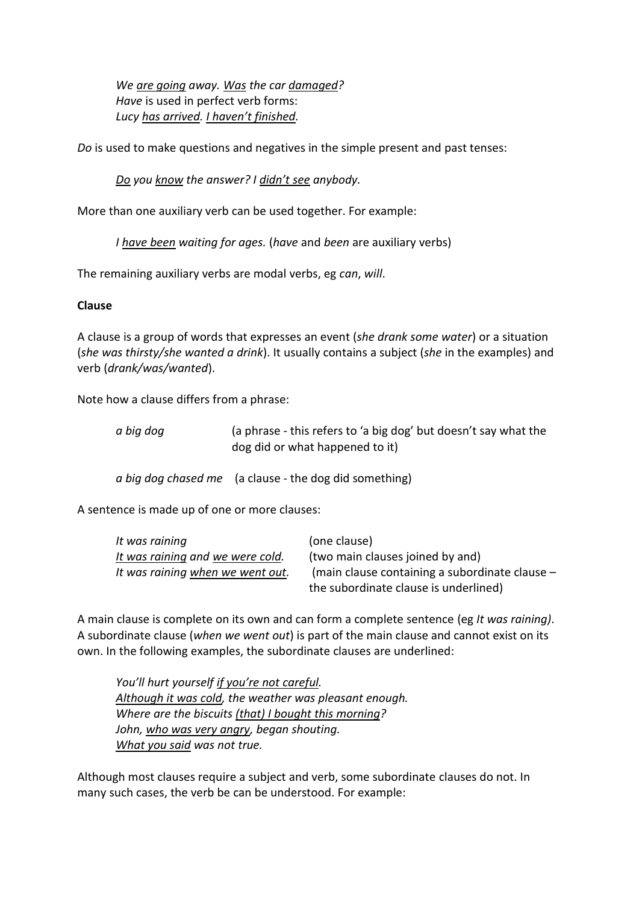*We <u>are going</u> away. <u>Was</u> the car <u>damaged</u>?*
*Have* is used in perfect verb forms:
*Lucy <u>has arrived</u>. <u>I haven't finished</u>.*

*Do* is used to make questions and negatives in the simple present and past tenses:

> *<u>Do</u> you <u>know</u> the answer? I <u>didn't see</u> anybody.*

More than one auxiliary verb can be used together. For example:

> *I <u>have been</u> waiting for ages.* (*have* and *been* are auxiliary verbs)

The remaining auxiliary verbs are modal verbs, eg *can*, *will*.

**Clause**

A clause is a group of words that expresses an event (*she drank some water*) or a situation (*she was thirsty/she wanted a drink*). It usually contains a subject (*she* in the examples) and verb (*drank/was/wanted*).

Note how a clause differs from a phrase:

| | |
|---|---|
| *a big dog* | (a phrase - this refers to 'a big dog' but doesn't say what the dog did or what happened to it) |
| *a big dog chased me* | (a clause - the dog did something) |

A sentence is made up of one or more clauses:

| | |
|---|---|
| *It was raining* | (one clause) |
| *<u>It was raining</u> and <u>we were cold</u>.* | (two main clauses joined by and) |
| *It was raining <u>when we went out</u>.* | (main clause containing a subordinate clause – the subordinate clause is underlined) |

A main clause is complete on its own and can form a complete sentence (eg *It was raining)*. A subordinate clause (*when we went out*) is part of the main clause and cannot exist on its own. In the following examples, the subordinate clauses are underlined:

> *You'll hurt yourself <u>if you're not careful</u>.*
> *<u>Although it was cold</u>, the weather was pleasant enough.*
> *Where are the biscuits <u>(that) I bought this morning</u>?*
> *John, <u>who was very angry</u>, began shouting.*
> *<u>What you said</u> was not true.*

Although most clauses require a subject and verb, some subordinate clauses do not. In many such cases, the verb be can be understood. For example: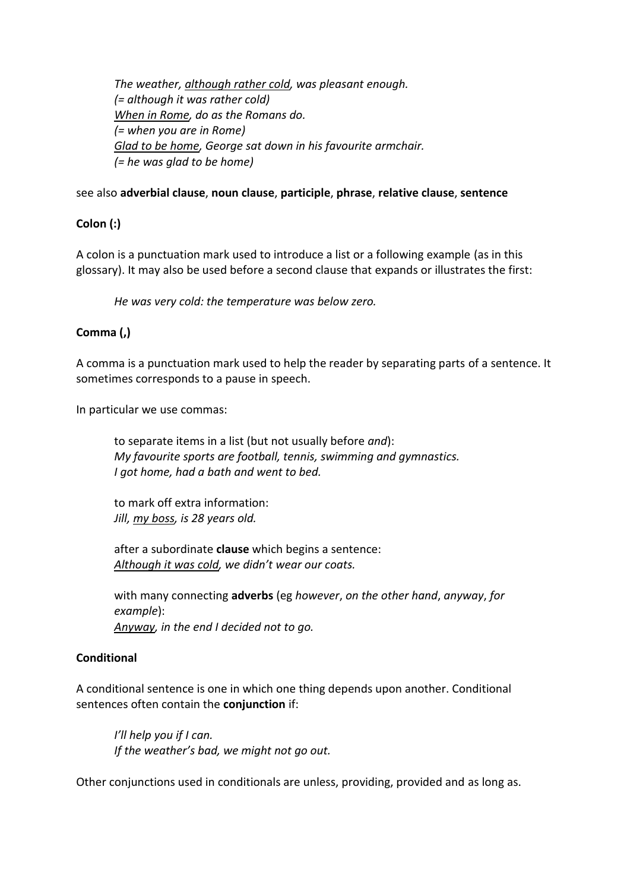*The weather, <u>although rather cold</u>, was pleasant enough.*
*(= although it was rather cold)*
*<u>When in Rome</u>, do as the Romans do.*
*(= when you are in Rome)*
*<u>Glad to be home</u>, George sat down in his favourite armchair.*
*(= he was glad to be home)*

see also **adverbial clause**, **noun clause**, **participle**, **phrase**, **relative clause**, **sentence**

**Colon (:)**

A colon is a punctuation mark used to introduce a list or a following example (as in this glossary). It may also be used before a second clause that expands or illustrates the first:

*He was very cold: the temperature was below zero.*

**Comma (,)**

A comma is a punctuation mark used to help the reader by separating parts of a sentence. It sometimes corresponds to a pause in speech.

In particular we use commas:

to separate items in a list (but not usually before *and*):
*My favourite sports are football, tennis, swimming and gymnastics.*
*I got home, had a bath and went to bed.*

to mark off extra information:
*Jill, <u>my boss</u>, is 28 years old.*

after a subordinate **clause** which begins a sentence:
*<u>Although it was cold</u>, we didn't wear our coats.*

with many connecting **adverbs** (eg *however*, *on the other hand*, *anyway*, *for example*):
*<u>Anyway</u>, in the end I decided not to go.*

**Conditional**

A conditional sentence is one in which one thing depends upon another. Conditional sentences often contain the **conjunction** if:

*I'll help you if I can.*
*If the weather's bad, we might not go out.*

Other conjunctions used in conditionals are unless, providing, provided and as long as.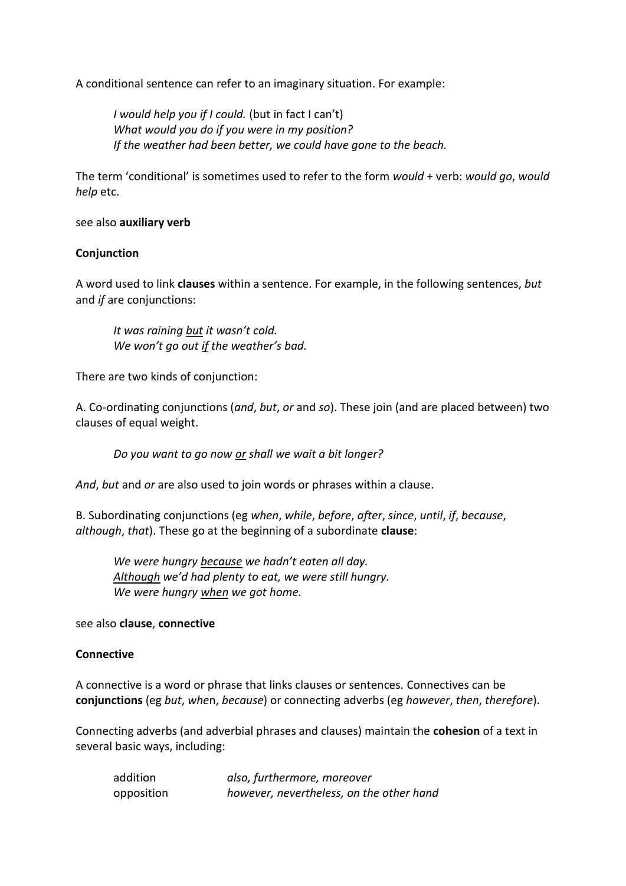A conditional sentence can refer to an imaginary situation. For example:

> *I would help you if I could.* (but in fact I can't)
> *What would you do if you were in my position?*
> *If the weather had been better, we could have gone to the beach.*

The term 'conditional' is sometimes used to refer to the form *would* + verb: *would go*, *would help* etc.

see also **auxiliary verb**

**Conjunction**

A word used to link **clauses** within a sentence. For example, in the following sentences, *but* and *if* are conjunctions:

> *It was raining <u>but</u> it wasn't cold.*
> *We won't go out <u>if</u> the weather's bad.*

There are two kinds of conjunction:

A. Co-ordinating conjunctions (*and*, *but*, *or* and *so*). These join (and are placed between) two clauses of equal weight.

> *Do you want to go now <u>or</u> shall we wait a bit longer?*

*And*, *but* and *or* are also used to join words or phrases within a clause.

B. Subordinating conjunctions (eg *when*, *while*, *before*, *after*, *since*, *until*, *if*, *because*, *although*, *that*). These go at the beginning of a subordinate **clause**:

> *We were hungry <u>because</u> we hadn't eaten all day.*
> *<u>Although</u> we'd had plenty to eat, we were still hungry.*
> *We were hungry <u>when</u> we got home.*

see also **clause**, **connective**

**Connective**

A connective is a word or phrase that links clauses or sentences. Connectives can be **conjunctions** (eg *but*, *whe*n, *because*) or connecting adverbs (eg *however*, *then*, *therefore*).

Connecting adverbs (and adverbial phrases and clauses) maintain the **cohesion** of a text in several basic ways, including:

| | |
|---|---|
| addition | *also, furthermore, moreover* |
| opposition | *however, nevertheless, on the other hand* |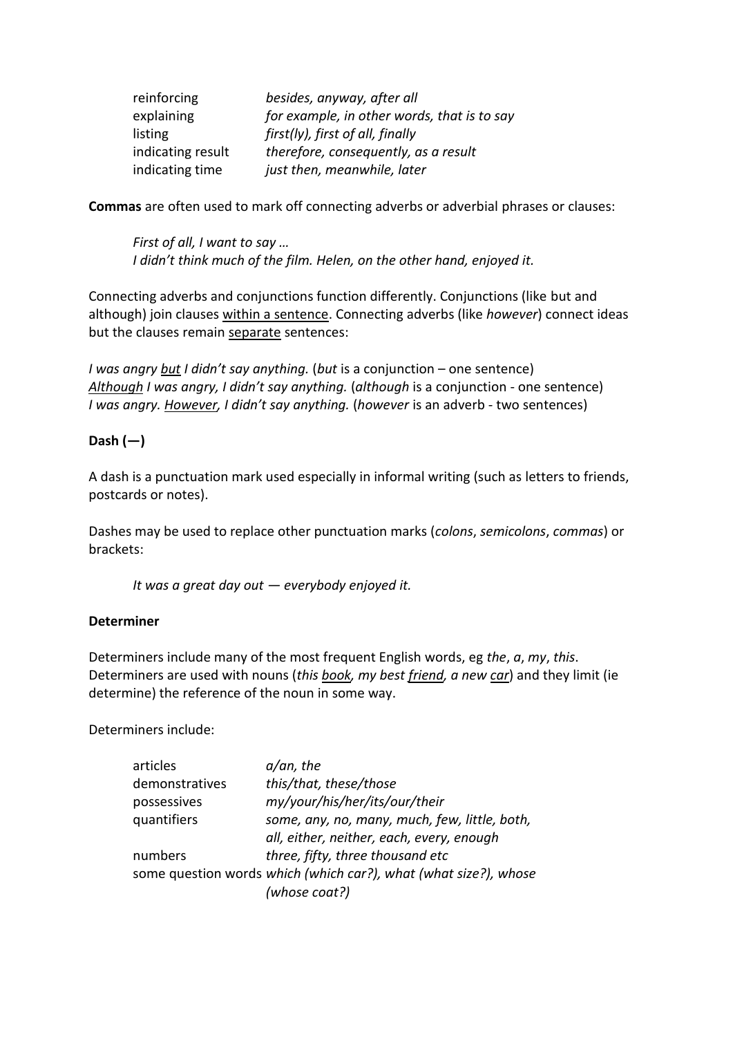| | |
|---|---|
| reinforcing | *besides, anyway, after all* |
| explaining | *for example, in other words, that is to say* |
| listing | *first(ly), first of all, finally* |
| indicating result | *therefore, consequently, as a result* |
| indicating time | *just then, meanwhile, later* |

**Commas** are often used to mark off connecting adverbs or adverbial phrases or clauses:

> *First of all, I want to say …*
> *I didn't think much of the film. Helen, on the other hand, enjoyed it.*

Connecting adverbs and conjunctions function differently. Conjunctions (like but and although) join clauses <u>within a sentence</u>. Connecting adverbs (like *however*) connect ideas but the clauses remain <u>separate</u> sentences:

*I was angry <u>but</u> I didn't say anything.* (*but* is a conjunction – one sentence)
*<u>Although</u> I was angry, I didn't say anything.* (*although* is a conjunction - one sentence)
*I was angry. <u>However</u>, I didn't say anything.* (*however* is an adverb - two sentences)

**Dash (—)**

A dash is a punctuation mark used especially in informal writing (such as letters to friends, postcards or notes).

Dashes may be used to replace other punctuation marks (*colons*, *semicolons*, *commas*) or brackets:

> *It was a great day out — everybody enjoyed it.*

**Determiner**

Determiners include many of the most frequent English words, eg *the*, *a*, *my*, *this*. Determiners are used with nouns (*this <u>book</u>, my best <u>friend</u>, a new <u>car</u>*) and they limit (ie determine) the reference of the noun in some way.

Determiners include:

| | |
|---|---|
| articles | *a/an, the* |
| demonstratives | *this/that, these/those* |
| possessives | *my/your/his/her/its/our/their* |
| quantifiers | *some, any, no, many, much, few, little, both, all, either, neither, each, every, enough* |
| numbers | *three, fifty, three thousand etc* |
| some question words | *which (which car?), what (what size?), whose (whose coat?)* |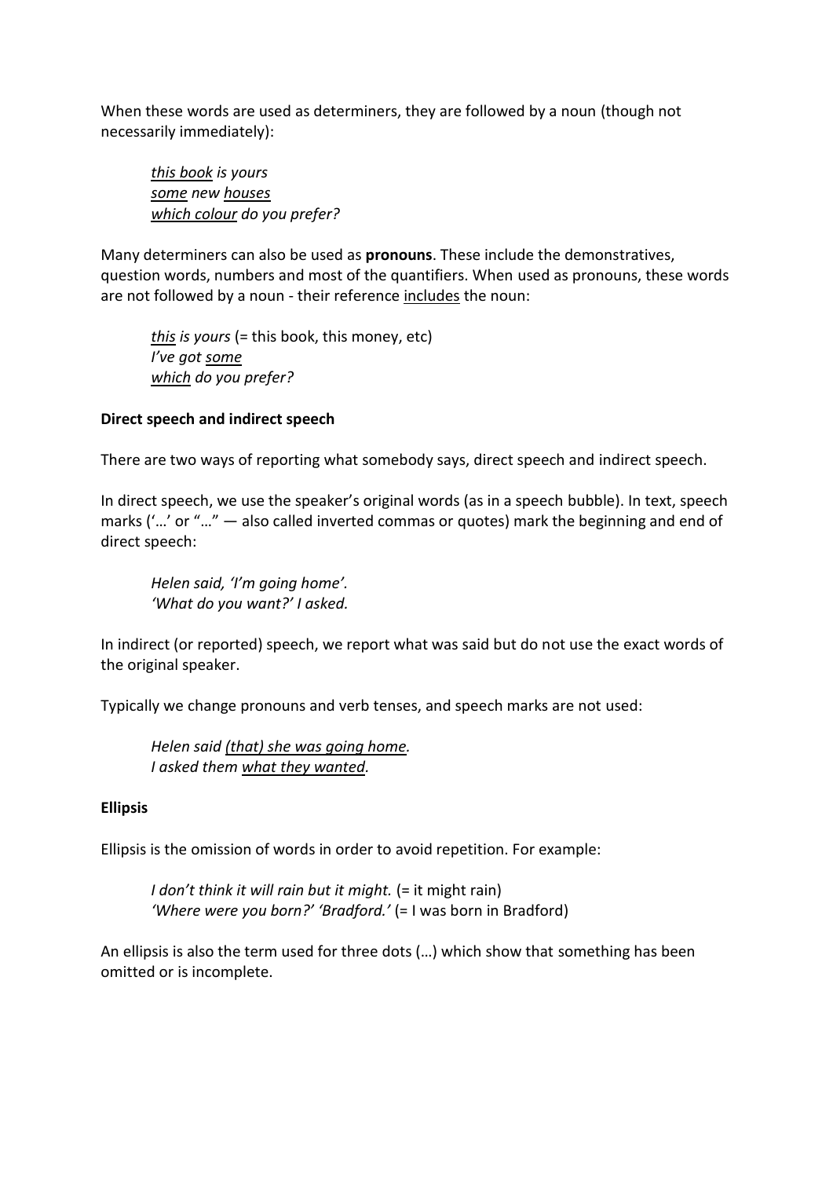When these words are used as determiners, they are followed by a noun (though not necessarily immediately):

> *<u>this book</u> is yours*
> *<u>some</u> new <u>houses</u>*
> *<u>which colour</u> do you prefer?*

Many determiners can also be used as **pronouns**. These include the demonstratives, question words, numbers and most of the quantifiers. When used as pronouns, these words are not followed by a noun - their reference <u>includes</u> the noun:

> *<u>this</u> is yours* (= this book, this money, etc)
> *I've got <u>some</u>*
> *<u>which</u> do you prefer?*

**Direct speech and indirect speech**

There are two ways of reporting what somebody says, direct speech and indirect speech.

In direct speech, we use the speaker's original words (as in a speech bubble). In text, speech marks ('…' or "…" — also called inverted commas or quotes) mark the beginning and end of direct speech:

> *Helen said, 'I'm going home'.*
> *'What do you want?' I asked.*

In indirect (or reported) speech, we report what was said but do not use the exact words of the original speaker.

Typically we change pronouns and verb tenses, and speech marks are not used:

> *Helen said <u>(that) she was going home</u>.*
> *I asked them <u>what they wanted</u>.*

**Ellipsis**

Ellipsis is the omission of words in order to avoid repetition. For example:

> *I don't think it will rain but it might.* (= it might rain)
> *'Where were you born?' 'Bradford.'* (= I was born in Bradford)

An ellipsis is also the term used for three dots (…) which show that something has been omitted or is incomplete.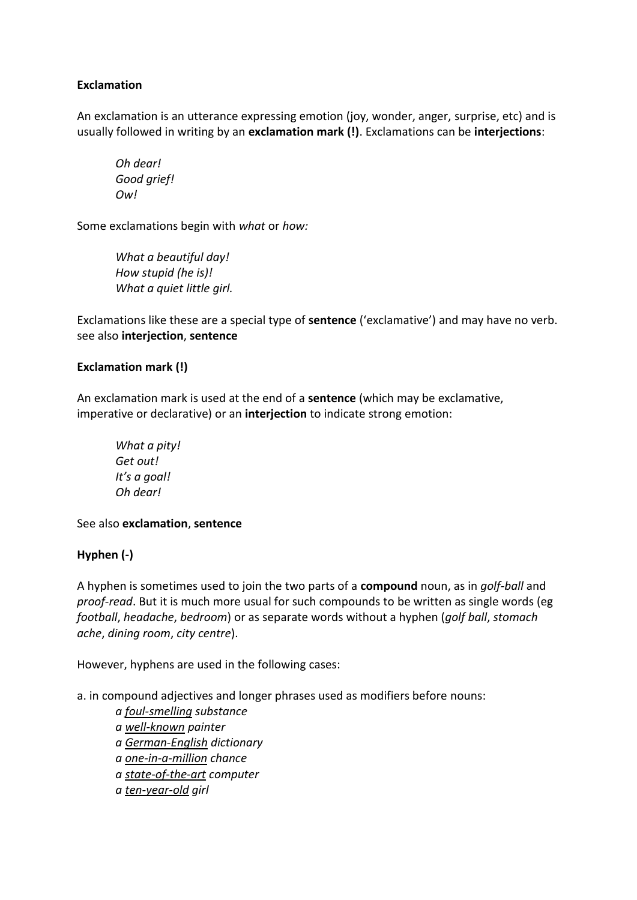**Exclamation**

An exclamation is an utterance expressing emotion (joy, wonder, anger, surprise, etc) and is usually followed in writing by an **exclamation mark (!)**. Exclamations can be **interjections**:

> *Oh dear!*
> *Good grief!*
> *Ow!*

Some exclamations begin with *what* or *how:*

> *What a beautiful day!*
> *How stupid (he is)!*
> *What a quiet little girl.*

Exclamations like these are a special type of **sentence** ('exclamative') and may have no verb. see also **interjection**, **sentence**

**Exclamation mark (!)**

An exclamation mark is used at the end of a **sentence** (which may be exclamative, imperative or declarative) or an **interjection** to indicate strong emotion:

> *What a pity!*
> *Get out!*
> *It's a goal!*
> *Oh dear!*

See also **exclamation**, **sentence**

**Hyphen (-)**

A hyphen is sometimes used to join the two parts of a **compound** noun, as in *golf-ball* and *proof-read*. But it is much more usual for such compounds to be written as single words (eg *football*, *headache*, *bedroom*) or as separate words without a hyphen (*golf ball*, *stomach ache*, *dining room*, *city centre*).

However, hyphens are used in the following cases:

a. in compound adjectives and longer phrases used as modifiers before nouns:

> *a <u>foul-smelling</u> substance*
> *a <u>well-known</u> painter*
> *a <u>German-English</u> dictionary*
> *a <u>one-in-a-million</u> chance*
> *a <u>state-of-the-art</u> computer*
> *a <u>ten-year-old</u> girl*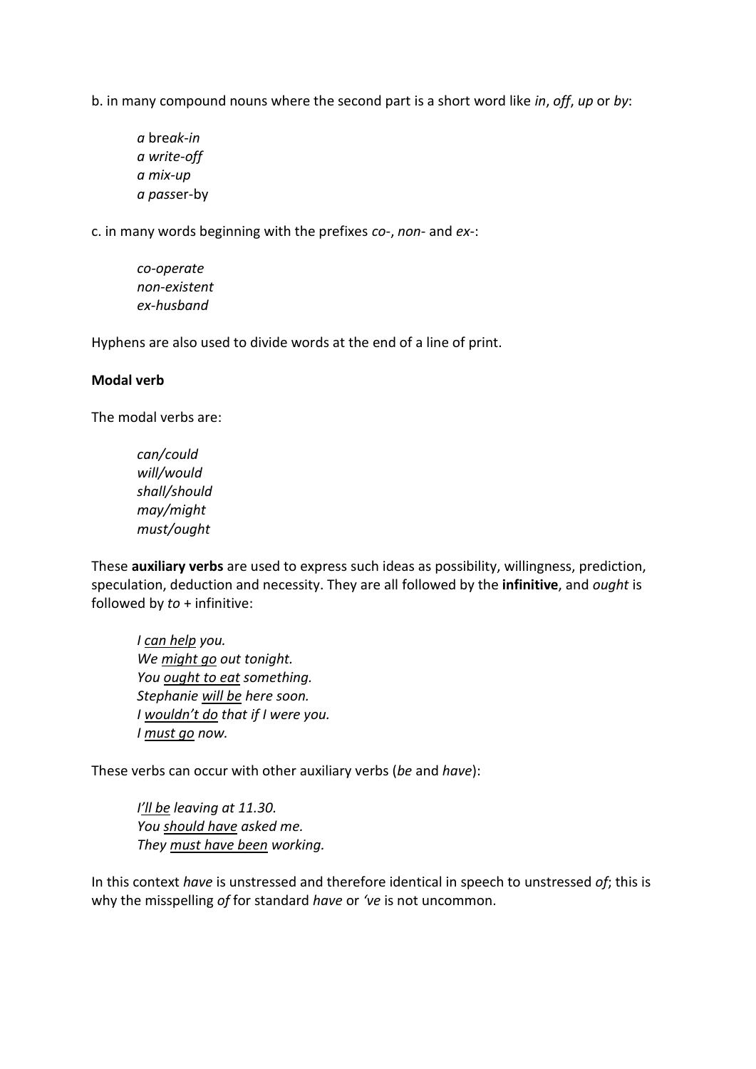b. in many compound nouns where the second part is a short word like *in*, *off*, *up* or *by*:

> *a* bre*ak-in*
> *a write-off*
> *a mix-up*
> *a pass*er-by

c. in many words beginning with the prefixes *co-*, *non-* and *ex-*:

> *co-operate*
> *non-existent*
> *ex-husband*

Hyphens are also used to divide words at the end of a line of print.

**Modal verb**

The modal verbs are:

> *can/could*
> *will/would*
> *shall/should*
> *may/might*
> *must/ought*

These **auxiliary verbs** are used to express such ideas as possibility, willingness, prediction, speculation, deduction and necessity. They are all followed by the **infinitive**, and *ought* is followed by *to* + infinitive:

> *I <u>can help</u> you.*
> *We <u>might go</u> out tonight.*
> *You <u>ought to eat</u> something.*
> *Stephanie <u>will be</u> here soon.*
> *I <u>wouldn't do</u> that if I were you.*
> *I <u>must go</u> now.*

These verbs can occur with other auxiliary verbs (*be* and *have*):

> *I<u>'ll be</u> leaving at 11.30.*
> *You <u>should have</u> asked me.*
> *They <u>must have been</u> working.*

In this context *have* is unstressed and therefore identical in speech to unstressed *of*; this is why the misspelling *of* for standard *have* or *'ve* is not uncommon.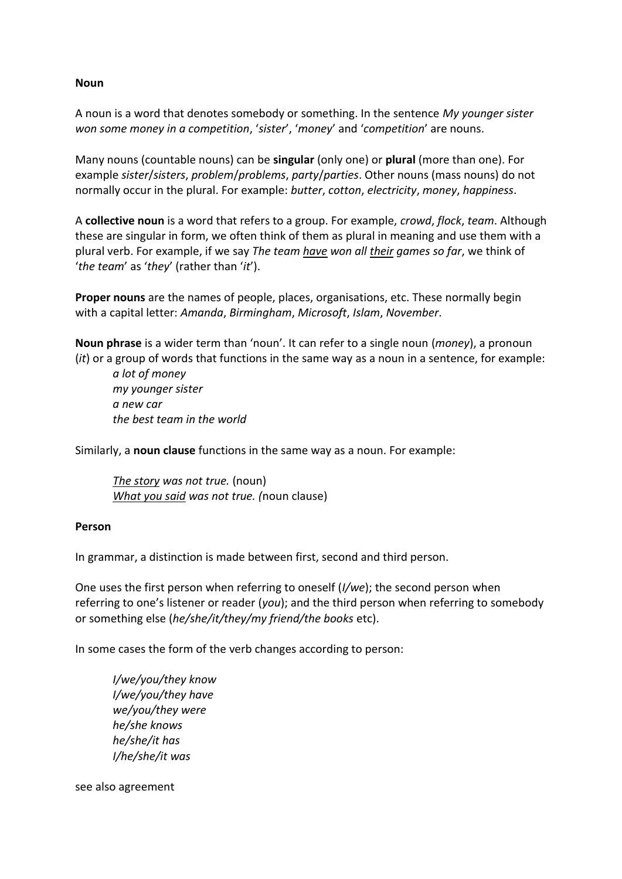**Noun**

A noun is a word that denotes somebody or something. In the sentence *My younger sister won some money in a competition*, '*sister*', '*money*' and '*competition*' are nouns.

Many nouns (countable nouns) can be **singular** (only one) or **plural** (more than one). For example *sister*/*sisters*, *problem*/*problems*, *party*/*parties*. Other nouns (mass nouns) do not normally occur in the plural. For example: *butter*, *cotton*, *electricity*, *money*, *happiness*.

A **collective noun** is a word that refers to a group. For example, *crowd*, *flock*, *team*. Although these are singular in form, we often think of them as plural in meaning and use them with a plural verb. For example, if we say *The team <u>have</u> won all <u>their</u> games so far*, we think of '*the team*' as '*they*' (rather than '*it*').

**Proper nouns** are the names of people, places, organisations, etc. These normally begin with a capital letter: *Amanda*, *Birmingham*, *Microsoft*, *Islam*, *November*.

**Noun phrase** is a wider term than 'noun'. It can refer to a single noun (*money*), a pronoun (*it*) or a group of words that functions in the same way as a noun in a sentence, for example:

*a lot of money*
*my younger sister*
*a new car*
*the best team in the world*

Similarly, a **noun clause** functions in the same way as a noun. For example:

*<u>The story</u> was not true.* (noun)
*<u>What you said</u> was not true. (*noun clause)

**Person**

In grammar, a distinction is made between first, second and third person.

One uses the first person when referring to oneself (*I/we*); the second person when referring to one's listener or reader (*you*); and the third person when referring to somebody or something else (*he/she/it/they/my friend/the books* etc).

In some cases the form of the verb changes according to person:

*I/we/you/they know*
*I/we/you/they have*
*we/you/they were*
*he/she knows*
*he/she/it has*
*I/he/she/it was*

see also agreement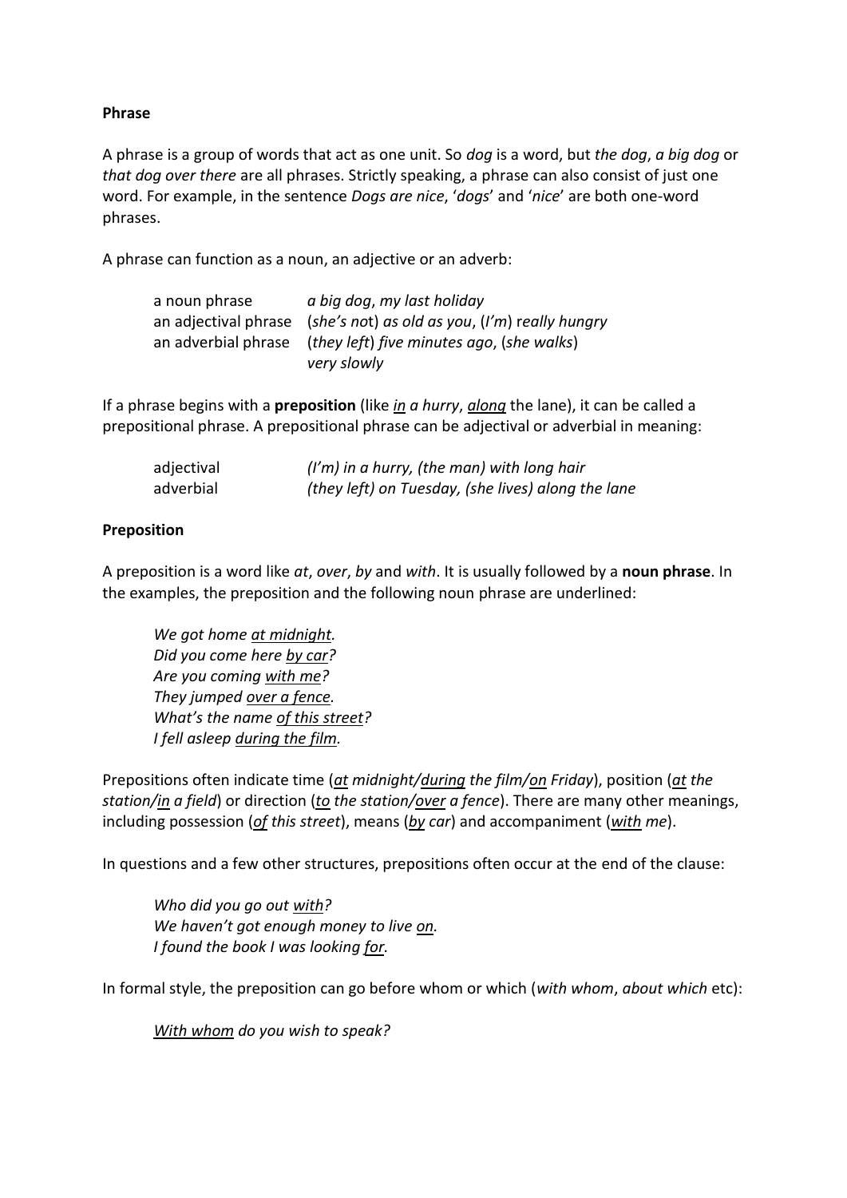**Phrase**

A phrase is a group of words that act as one unit. So *dog* is a word, but *the dog*, *a big dog* or *that dog over there* are all phrases. Strictly speaking, a phrase can also consist of just one word. For example, in the sentence *Dogs are nice*, '*dogs*' and '*nice*' are both one-word phrases.

A phrase can function as a noun, an adjective or an adverb:

| | |
|---|---|
| a noun phrase | *a big dog*, *my last holiday* |
| an adjectival phrase | (*she's not*) *as old as you*, (*I'm*) *really hungry* |
| an adverbial phrase | (*they left*) *five minutes ago*, (*she walks*) *very slowly* |

If a phrase begins with a **preposition** (like <u>*in*</u> *a hurry*, <u>*along*</u> the lane), it can be called a prepositional phrase. A prepositional phrase can be adjectival or adverbial in meaning:

| | |
|---|---|
| adjectival | *(I'm) in a hurry, (the man) with long hair* |
| adverbial | *(they left) on Tuesday, (she lives) along the lane* |

**Preposition**

A preposition is a word like *at*, *over*, *by* and *with*. It is usually followed by a **noun phrase**. In the examples, the preposition and the following noun phrase are underlined:

*We got home <u>at midnight</u>.*
*Did you come here <u>by car</u>?*
*Are you coming <u>with me</u>?*
*They jumped <u>over a fence</u>.*
*What's the name <u>of this street</u>?*
*I fell asleep <u>during the film</u>.*

Prepositions often indicate time (<u>*at*</u> *midnight/*<u>*during*</u> *the film/*<u>*on*</u> *Friday*), position (<u>*at*</u> *the station/*<u>*in*</u> *a field*) or direction (<u>*to*</u> *the station/*<u>*over*</u> *a fence*). There are many other meanings, including possession (<u>*of*</u> *this street*), means (<u>*by*</u> *car*) and accompaniment (<u>*with*</u> *me*).

In questions and a few other structures, prepositions often occur at the end of the clause:

*Who did you go out <u>with</u>?*
*We haven't got enough money to live <u>on</u>.*
*I found the book I was looking <u>for</u>.*

In formal style, the preposition can go before whom or which (*with whom*, *about which* etc):

*<u>With whom</u> do you wish to speak?*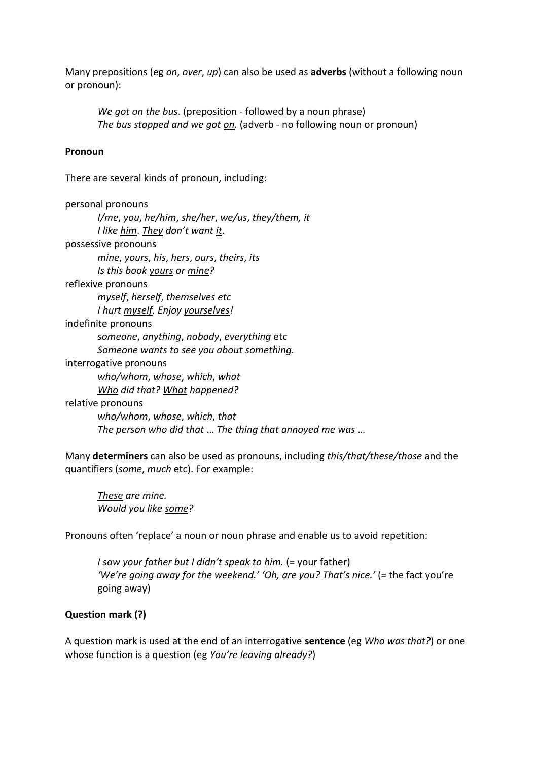Many prepositions (eg *on*, *over*, *up*) can also be used as **adverbs** (without a following noun or pronoun):

> *We got on the bus*. (preposition - followed by a noun phrase)
> *The bus stopped and we got <u>on</u>.* (adverb - no following noun or pronoun)

**Pronoun**

There are several kinds of pronoun, including:

personal pronouns
> *I/me*, *you*, *he/him*, *she/her*, *we/us*, *they/them, it*
> *I like <u>him</u>. <u>They</u> don't want <u>it</u>.*

possessive pronouns
> *mine*, *yours*, *his*, *hers*, *ours*, *theirs*, *its*
> *Is this book <u>yours</u> or <u>mine</u>?*

reflexive pronouns
> *myself*, *herself*, *themselves etc*
> *I hurt <u>myself</u>. Enjoy <u>yourselves</u>!*

indefinite pronouns
> *someone*, *anything*, *nobody*, *everything* etc
> *<u>Someone</u> wants to see you about <u>something</u>.*

interrogative pronouns
> *who/whom*, *whose*, *which*, *what*
> *<u>Who</u> did that? <u>What</u> happened?*

relative pronouns
> *who/whom*, *whose*, *which*, *that*
> *The person who did that … The thing that annoyed me was …*

Many **determiners** can also be used as pronouns, including *this/that/these/those* and the quantifiers (*some*, *much* etc). For example:

> *<u>These</u> are mine.*
> *Would you like <u>some</u>?*

Pronouns often 'replace' a noun or noun phrase and enable us to avoid repetition:

> *I saw your father but I didn't speak to <u>him</u>.* (= your father)
> *'We're going away for the weekend.' 'Oh, are you? <u>That's</u> nice.'* (= the fact you're going away)

**Question mark (?)**

A question mark is used at the end of an interrogative **sentence** (eg *Who was that?*) or one whose function is a question (eg *You're leaving already?*)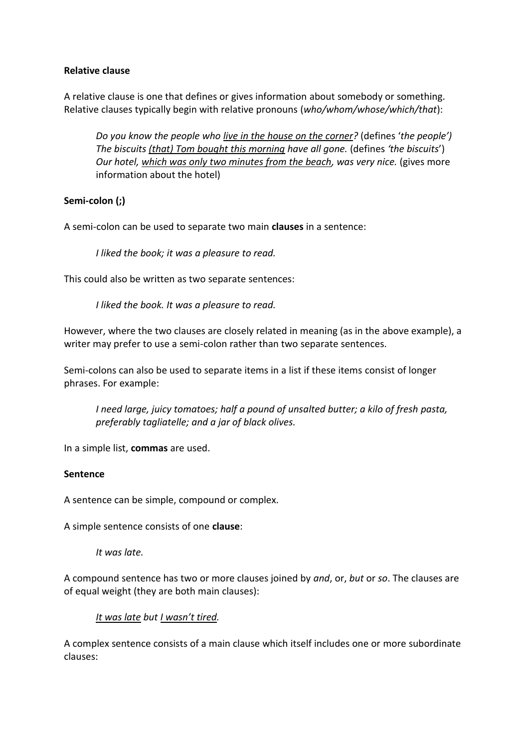**Relative clause**

A relative clause is one that defines or gives information about somebody or something. Relative clauses typically begin with relative pronouns (*who/whom/whose/which/that*):

> *Do you know the people who <u>live in the house on the corner</u>?* (defines '*the people'*)
> *The biscuits <u>(that) Tom bought this morning</u> have all gone.* (defines *'the biscuits*')
> *Our hotel, <u>which was only two minutes from the beach</u>, was very nice.* (gives more information about the hotel)

**Semi-colon (;)**

A semi-colon can be used to separate two main **clauses** in a sentence:

> *I liked the book; it was a pleasure to read.*

This could also be written as two separate sentences:

> *I liked the book. It was a pleasure to read.*

However, where the two clauses are closely related in meaning (as in the above example), a writer may prefer to use a semi-colon rather than two separate sentences.

Semi-colons can also be used to separate items in a list if these items consist of longer phrases. For example:

> *I need large, juicy tomatoes; half a pound of unsalted butter; a kilo of fresh pasta, preferably tagliatelle; and a jar of black olives.*

In a simple list, **commas** are used.

**Sentence**

A sentence can be simple, compound or complex.

A simple sentence consists of one **clause**:

> *It was late.*

A compound sentence has two or more clauses joined by *and*, or, *but* or *so*. The clauses are of equal weight (they are both main clauses):

> *<u>It was late</u> but <u>I wasn't tired</u>.*

A complex sentence consists of a main clause which itself includes one or more subordinate clauses: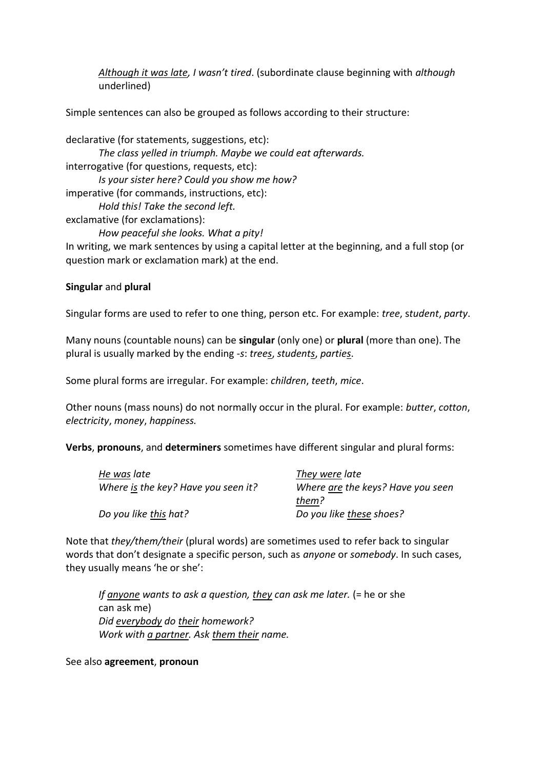*Although it was late, I wasn't tired*. (subordinate clause beginning with *although* underlined)

Simple sentences can also be grouped as follows according to their structure:

declarative (for statements, suggestions, etc):

*The class yelled in triumph. Maybe we could eat afterwards.*

interrogative (for questions, requests, etc):

*Is your sister here? Could you show me how?*

imperative (for commands, instructions, etc):

*Hold this! Take the second left.*

exclamative (for exclamations):

*How peaceful she looks. What a pity!*

In writing, we mark sentences by using a capital letter at the beginning, and a full stop (or question mark or exclamation mark) at the end.

**Singular** and **plural**

Singular forms are used to refer to one thing, person etc. For example: *tree*, *student*, *party*.

Many nouns (countable nouns) can be **singular** (only one) or **plural** (more than one). The plural is usually marked by the ending *-s*: *trees*, *students*, *parties*.

Some plural forms are irregular. For example: *children*, *teeth*, *mice*.

Other nouns (mass nouns) do not normally occur in the plural. For example: *butter*, *cotton*, *electricity*, *money*, *happiness.*

**Verbs**, **pronouns**, and **determiners** sometimes have different singular and plural forms:

| | |
|---|---|
| *He was late* | *They were late* |
| *Where is the key? Have you seen it?* | *Where are the keys? Have you seen them?* |
| *Do you like this hat?* | *Do you like these shoes?* |

Note that *they/them/their* (plural words) are sometimes used to refer back to singular words that don't designate a specific person, such as *anyone* or *somebody*. In such cases, they usually means 'he or she':

*If anyone wants to ask a question, they can ask me later.* (= he or she can ask me)

*Did everybody do their homework?*

*Work with a partner. Ask them their name.*

See also **agreement**, **pronoun**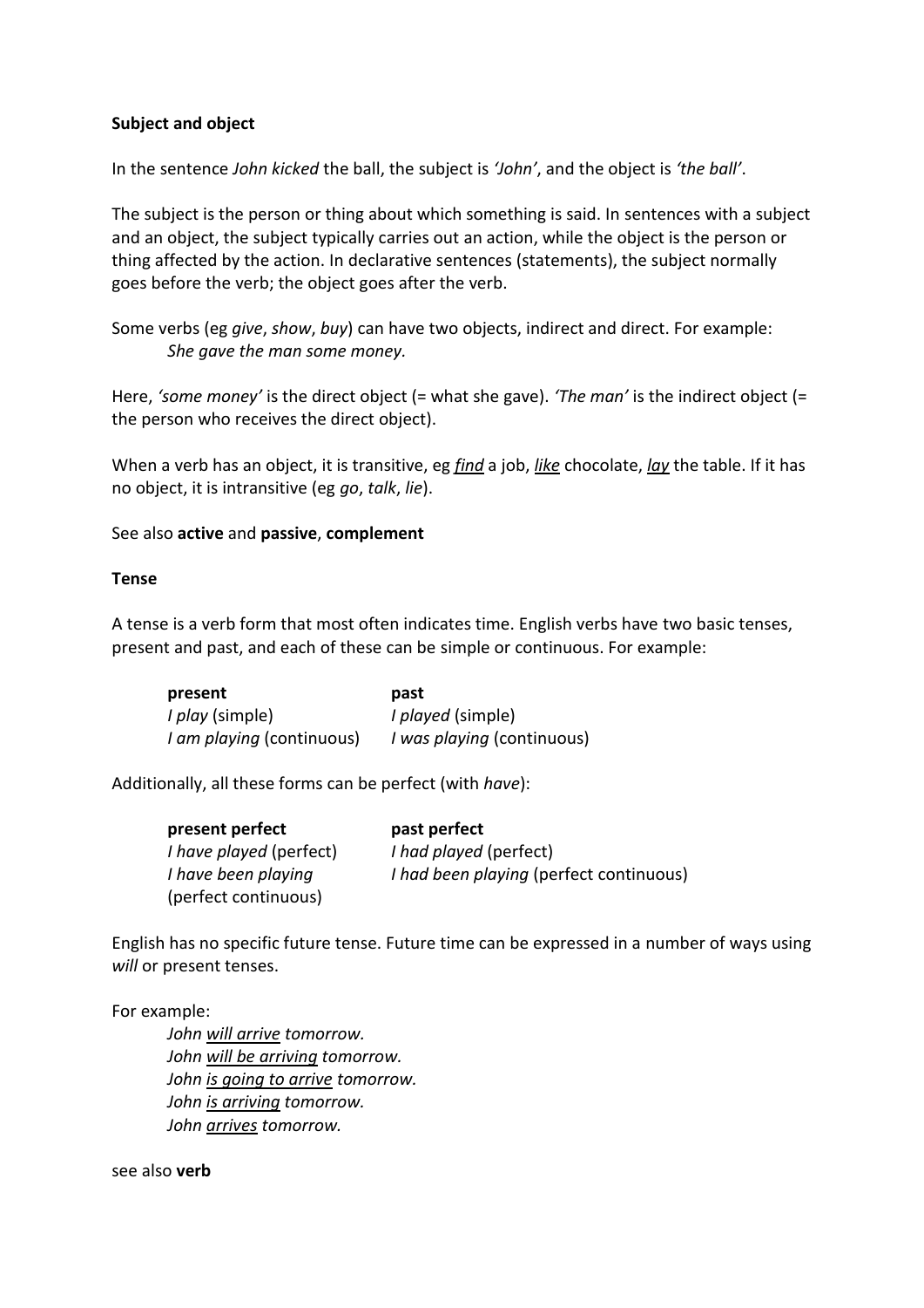**Subject and object**

In the sentence *John kicked* the ball, the subject is *'John'*, and the object is *'the ball'*.

The subject is the person or thing about which something is said. In sentences with a subject and an object, the subject typically carries out an action, while the object is the person or thing affected by the action. In declarative sentences (statements), the subject normally goes before the verb; the object goes after the verb.

Some verbs (eg *give*, *show*, *buy*) can have two objects, indirect and direct. For example:

> *She gave the man some money.*

Here, *'some money'* is the direct object (= what she gave). *'The man'* is the indirect object (= the person who receives the direct object).

When a verb has an object, it is transitive, eg <u>*find*</u> a job, <u>*like*</u> chocolate, <u>*lay*</u> the table. If it has no object, it is intransitive (eg *go*, *talk*, *lie*).

See also **active** and **passive**, **complement**

**Tense**

A tense is a verb form that most often indicates time. English verbs have two basic tenses, present and past, and each of these can be simple or continuous. For example:

| **present** | **past** |
|---|---|
| *I play* (simple) | *I played* (simple) |
| *I am playing* (continuous) | *I was playing* (continuous) |

Additionally, all these forms can be perfect (with *have*):

| **present perfect** | **past perfect** |
|---|---|
| *I have played* (perfect) | *I had played* (perfect) |
| *I have been playing* (perfect continuous) | *I had been playing* (perfect continuous) |

English has no specific future tense. Future time can be expressed in a number of ways using *will* or present tenses.

For example:

> *John <u>will arrive</u> tomorrow.*
> *John <u>will be arriving</u> tomorrow.*
> *John <u>is going to arrive</u> tomorrow.*
> *John <u>is arriving</u> tomorrow.*
> *John <u>arrives</u> tomorrow.*

see also **verb**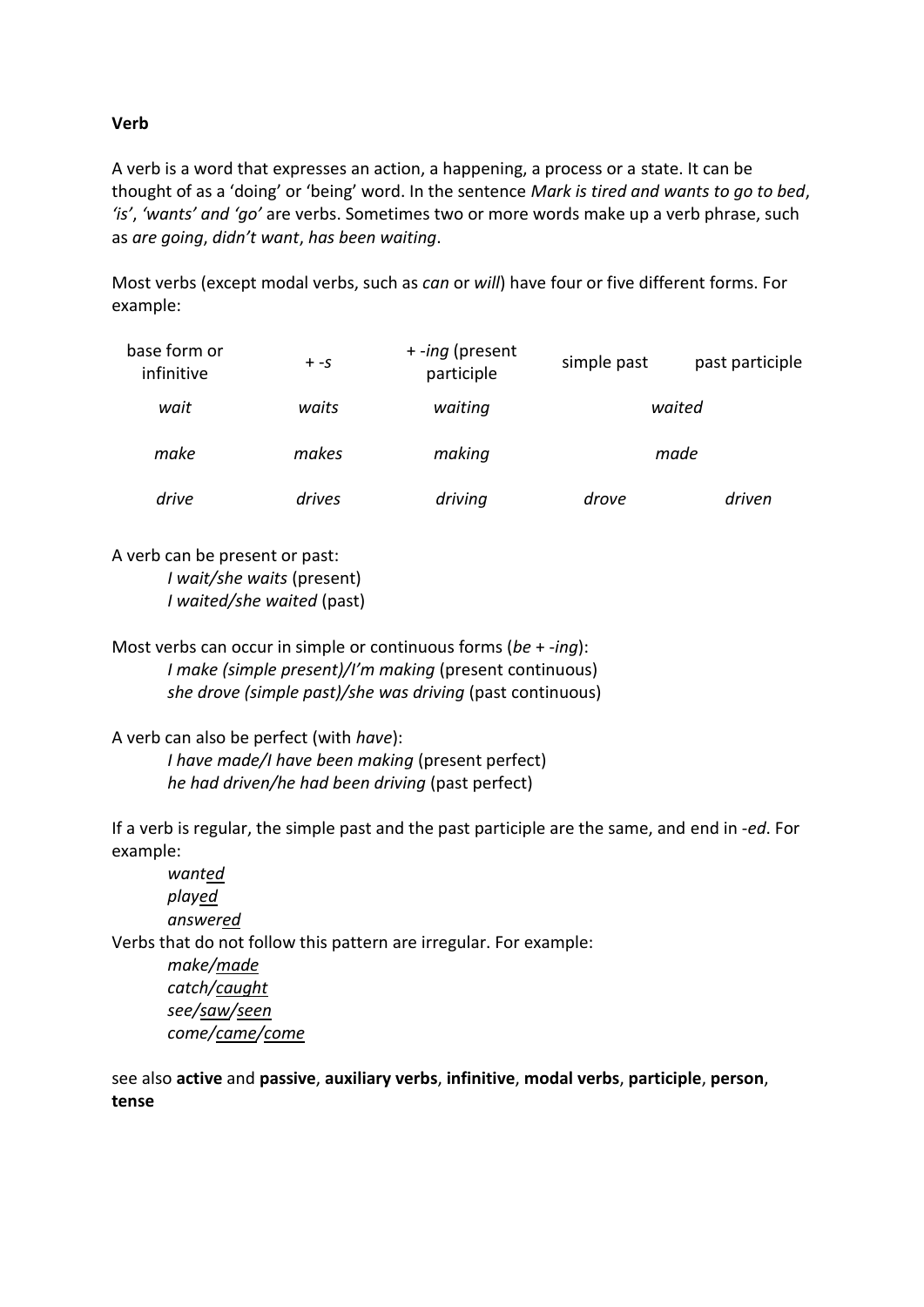**Verb**

A verb is a word that expresses an action, a happening, a process or a state. It can be thought of as a 'doing' or 'being' word. In the sentence *Mark is tired and wants to go to bed*, *'is'*, *'wants' and 'go'* are verbs. Sometimes two or more words make up a verb phrase, such as *are going*, *didn't want*, *has been waiting*.

Most verbs (except modal verbs, such as *can* or *will*) have four or five different forms. For example:

| base form or infinitive | + -*s* | + -*ing* (present participle | simple past | past participle |
|---|---|---|---|---|
| *wait* | *waits* | *waiting* | *waited* | |
| *make* | *makes* | *making* | *made* | |
| *drive* | *drives* | *driving* | *drove* | *driven* |

A verb can be present or past:

*I wait/she waits* (present)
*I waited/she waited* (past)

Most verbs can occur in simple or continuous forms (*be* + -*ing*):

*I make (simple present)/I'm making* (present continuous)
*she drove (simple past)/she was driving* (past continuous)

A verb can also be perfect (with *have*):

*I have made/I have been making* (present perfect)
*he had driven/he had been driving* (past perfect)

If a verb is regular, the simple past and the past participle are the same, and end in -*ed*. For example:

*want<u>ed</u>*
*play<u>ed</u>*
*answer<u>ed</u>*

Verbs that do not follow this pattern are irregular. For example:

*make/<u>made</u>*
*catch/<u>caught</u>*
*see/<u>saw</u>/<u>seen</u>*
*come/<u>came</u>/<u>come</u>*

see also **active** and **passive**, **auxiliary verbs**, **infinitive**, **modal verbs**, **participle**, **person**, **tense**